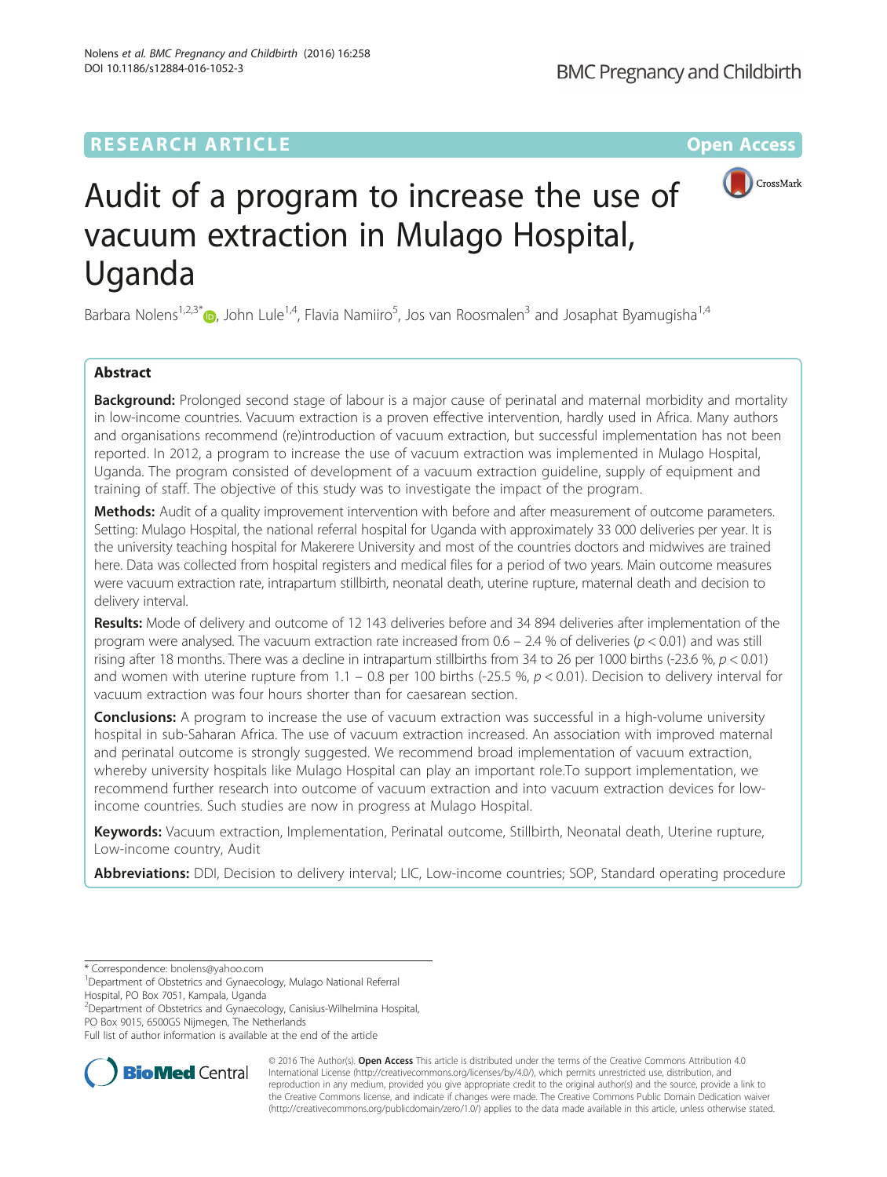RESEARCH ARTICLE

Open Access

# Audit of a program to increase the use of vacuum extraction in Mulago Hospital, Uganda

Barbara Nolens[1,2,3*], John Lule[1,4], Flavia Namiiro[5], Jos van Roosmalen[3] and Josaphat Byamugisha[1,4]

## Abstract

**Background:** Prolonged second stage of labour is a major cause of perinatal and maternal morbidity and mortality in low-income countries. Vacuum extraction is a proven effective intervention, hardly used in Africa. Many authors and organisations recommend (re)introduction of vacuum extraction, but successful implementation has not been reported. In 2012, a program to increase the use of vacuum extraction was implemented in Mulago Hospital, Uganda. The program consisted of development of a vacuum extraction guideline, supply of equipment and training of staff. The objective of this study was to investigate the impact of the program.

**Methods:** Audit of a quality improvement intervention with before and after measurement of outcome parameters. Setting: Mulago Hospital, the national referral hospital for Uganda with approximately 33 000 deliveries per year. It is the university teaching hospital for Makerere University and most of the countries doctors and midwives are trained here. Data was collected from hospital registers and medical files for a period of two years. Main outcome measures were vacuum extraction rate, intrapartum stillbirth, neonatal death, uterine rupture, maternal death and decision to delivery interval.

**Results:** Mode of delivery and outcome of 12 143 deliveries before and 34 894 deliveries after implementation of the program were analysed. The vacuum extraction rate increased from 0.6 – 2.4 % of deliveries ($p < 0.01$) and was still rising after 18 months. There was a decline in intrapartum stillbirths from 34 to 26 per 1000 births (-23.6 %, $p < 0.01$) and women with uterine rupture from 1.1 – 0.8 per 100 births (-25.5 %, $p < 0.01$). Decision to delivery interval for vacuum extraction was four hours shorter than for caesarean section.

**Conclusions:** A program to increase the use of vacuum extraction was successful in a high-volume university hospital in sub-Saharan Africa. The use of vacuum extraction increased. An association with improved maternal and perinatal outcome is strongly suggested. We recommend broad implementation of vacuum extraction, whereby university hospitals like Mulago Hospital can play an important role.To support implementation, we recommend further research into outcome of vacuum extraction and into vacuum extraction devices for low-income countries. Such studies are now in progress at Mulago Hospital.

**Keywords:** Vacuum extraction, Implementation, Perinatal outcome, Stillbirth, Neonatal death, Uterine rupture, Low-income country, Audit

**Abbreviations:** DDI, Decision to delivery interval; LIC, Low-income countries; SOP, Standard operating procedure

\* Correspondence: bnolens@yahoo.com

[1]Department of Obstetrics and Gynaecology, Mulago National Referral Hospital, PO Box 7051, Kampala, Uganda

[2]Department of Obstetrics and Gynaecology, Canisius-Wilhelmina Hospital, PO Box 9015, 6500GS Nijmegen, The Netherlands

Full list of author information is available at the end of the article

© 2016 The Author(s). **Open Access** This article is distributed under the terms of the Creative Commons Attribution 4.0 International License (http://creativecommons.org/licenses/by/4.0/), which permits unrestricted use, distribution, and reproduction in any medium, provided you give appropriate credit to the original author(s) and the source, provide a link to the Creative Commons license, and indicate if changes were made. The Creative Commons Public Domain Dedication waiver (http://creativecommons.org/publicdomain/zero/1.0/) applies to the data made available in this article, unless otherwise stated.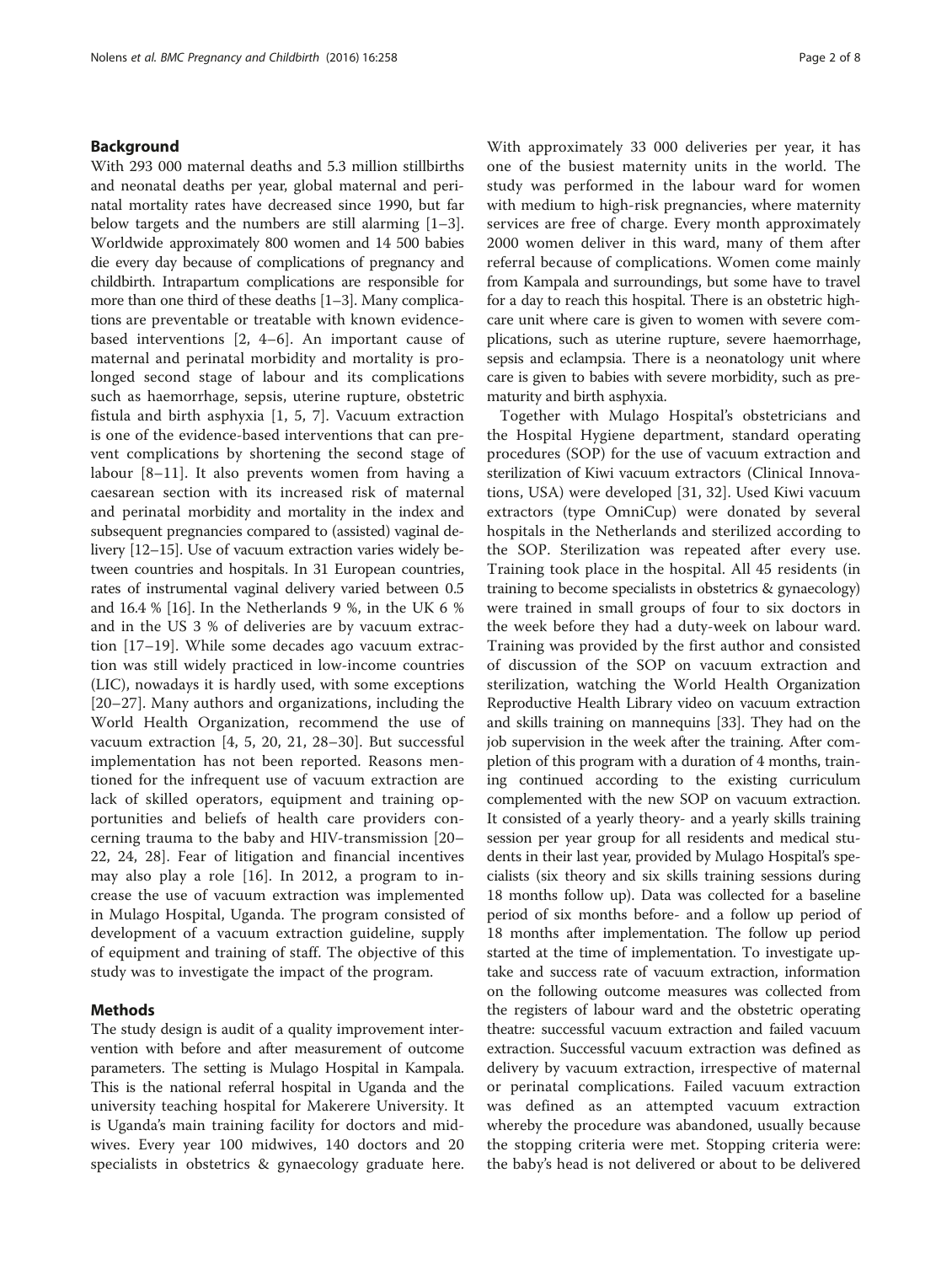## Background

With 293 000 maternal deaths and 5.3 million stillbirths and neonatal deaths per year, global maternal and perinatal mortality rates have decreased since 1990, but far below targets and the numbers are still alarming [1–3]. Worldwide approximately 800 women and 14 500 babies die every day because of complications of pregnancy and childbirth. Intrapartum complications are responsible for more than one third of these deaths [1–3]. Many complications are preventable or treatable with known evidence-based interventions [2, 4–6]. An important cause of maternal and perinatal morbidity and mortality is prolonged second stage of labour and its complications such as haemorrhage, sepsis, uterine rupture, obstetric fistula and birth asphyxia [1, 5, 7]. Vacuum extraction is one of the evidence-based interventions that can prevent complications by shortening the second stage of labour [8–11]. It also prevents women from having a caesarean section with its increased risk of maternal and perinatal morbidity and mortality in the index and subsequent pregnancies compared to (assisted) vaginal delivery [12–15]. Use of vacuum extraction varies widely between countries and hospitals. In 31 European countries, rates of instrumental vaginal delivery varied between 0.5 and 16.4 % [16]. In the Netherlands 9 %, in the UK 6 % and in the US 3 % of deliveries are by vacuum extraction [17–19]. While some decades ago vacuum extraction was still widely practiced in low-income countries (LIC), nowadays it is hardly used, with some exceptions [20–27]. Many authors and organizations, including the World Health Organization, recommend the use of vacuum extraction [4, 5, 20, 21, 28–30]. But successful implementation has not been reported. Reasons mentioned for the infrequent use of vacuum extraction are lack of skilled operators, equipment and training opportunities and beliefs of health care providers concerning trauma to the baby and HIV-transmission [20–22, 24, 28]. Fear of litigation and financial incentives may also play a role [16]. In 2012, a program to increase the use of vacuum extraction was implemented in Mulago Hospital, Uganda. The program consisted of development of a vacuum extraction guideline, supply of equipment and training of staff. The objective of this study was to investigate the impact of the program.

## Methods

The study design is audit of a quality improvement intervention with before and after measurement of outcome parameters. The setting is Mulago Hospital in Kampala. This is the national referral hospital in Uganda and the university teaching hospital for Makerere University. It is Uganda's main training facility for doctors and midwives. Every year 100 midwives, 140 doctors and 20 specialists in obstetrics & gynaecology graduate here. With approximately 33 000 deliveries per year, it has one of the busiest maternity units in the world. The study was performed in the labour ward for women with medium to high-risk pregnancies, where maternity services are free of charge. Every month approximately 2000 women deliver in this ward, many of them after referral because of complications. Women come mainly from Kampala and surroundings, but some have to travel for a day to reach this hospital. There is an obstetric high-care unit where care is given to women with severe complications, such as uterine rupture, severe haemorrhage, sepsis and eclampsia. There is a neonatology unit where care is given to babies with severe morbidity, such as prematurity and birth asphyxia.

Together with Mulago Hospital's obstetricians and the Hospital Hygiene department, standard operating procedures (SOP) for the use of vacuum extraction and sterilization of Kiwi vacuum extractors (Clinical Innovations, USA) were developed [31, 32]. Used Kiwi vacuum extractors (type OmniCup) were donated by several hospitals in the Netherlands and sterilized according to the SOP. Sterilization was repeated after every use. Training took place in the hospital. All 45 residents (in training to become specialists in obstetrics & gynaecology) were trained in small groups of four to six doctors in the week before they had a duty-week on labour ward. Training was provided by the first author and consisted of discussion of the SOP on vacuum extraction and sterilization, watching the World Health Organization Reproductive Health Library video on vacuum extraction and skills training on mannequins [33]. They had on the job supervision in the week after the training. After completion of this program with a duration of 4 months, training continued according to the existing curriculum complemented with the new SOP on vacuum extraction. It consisted of a yearly theory- and a yearly skills training session per year group for all residents and medical students in their last year, provided by Mulago Hospital's specialists (six theory and six skills training sessions during 18 months follow up). Data was collected for a baseline period of six months before- and a follow up period of 18 months after implementation. The follow up period started at the time of implementation. To investigate uptake and success rate of vacuum extraction, information on the following outcome measures was collected from the registers of labour ward and the obstetric operating theatre: successful vacuum extraction and failed vacuum extraction. Successful vacuum extraction was defined as delivery by vacuum extraction, irrespective of maternal or perinatal complications. Failed vacuum extraction was defined as an attempted vacuum extraction whereby the procedure was abandoned, usually because the stopping criteria were met. Stopping criteria were: the baby's head is not delivered or about to be delivered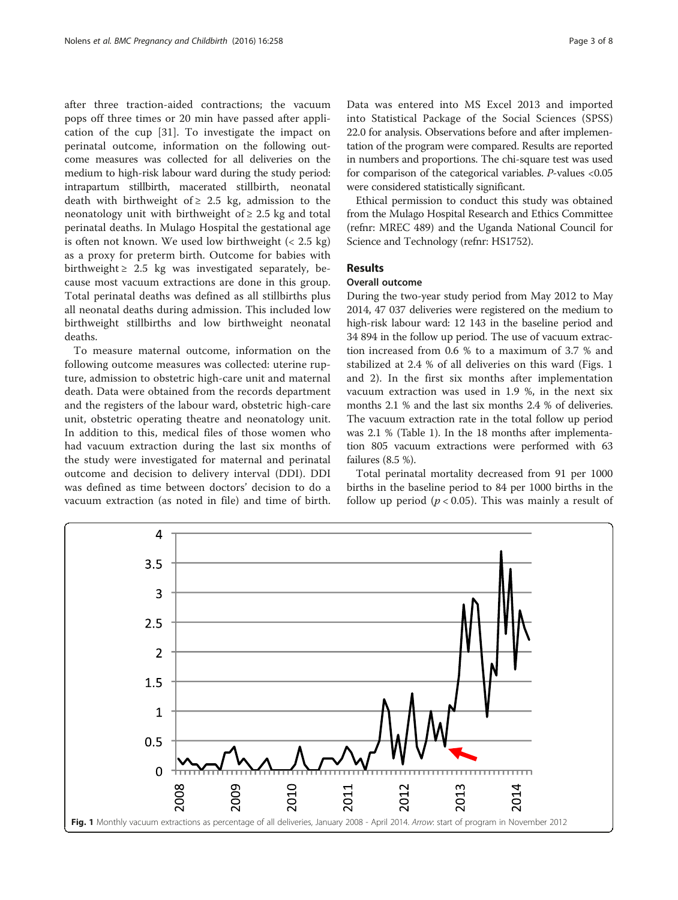after three traction-aided contractions; the vacuum pops off three times or 20 min have passed after application of the cup [31]. To investigate the impact on perinatal outcome, information on the following outcome measures was collected for all deliveries on the medium to high-risk labour ward during the study period: intrapartum stillbirth, macerated stillbirth, neonatal death with birthweight of ≥ 2.5 kg, admission to the neonatology unit with birthweight of ≥ 2.5 kg and total perinatal deaths. In Mulago Hospital the gestational age is often not known. We used low birthweight (< 2.5 kg) as a proxy for preterm birth. Outcome for babies with birthweight ≥ 2.5 kg was investigated separately, because most vacuum extractions are done in this group. Total perinatal deaths was defined as all stillbirths plus all neonatal deaths during admission. This included low birthweight stillbirths and low birthweight neonatal deaths.

To measure maternal outcome, information on the following outcome measures was collected: uterine rupture, admission to obstetric high-care unit and maternal death. Data were obtained from the records department and the registers of the labour ward, obstetric high-care unit, obstetric operating theatre and neonatology unit. In addition to this, medical files of those women who had vacuum extraction during the last six months of the study were investigated for maternal and perinatal outcome and decision to delivery interval (DDI). DDI was defined as time between doctors' decision to do a vacuum extraction (as noted in file) and time of birth. Data was entered into MS Excel 2013 and imported into Statistical Package of the Social Sciences (SPSS) 22.0 for analysis. Observations before and after implementation of the program were compared. Results are reported in numbers and proportions. The chi-square test was used for comparison of the categorical variables. *P*-values <0.05 were considered statistically significant.

Ethical permission to conduct this study was obtained from the Mulago Hospital Research and Ethics Committee (refnr: MREC 489) and the Uganda National Council for Science and Technology (refnr: HS1752).

## Results

### Overall outcome

During the two-year study period from May 2012 to May 2014, 47 037 deliveries were registered on the medium to high-risk labour ward: 12 143 in the baseline period and 34 894 in the follow up period. The use of vacuum extraction increased from 0.6 % to a maximum of 3.7 % and stabilized at 2.4 % of all deliveries on this ward (Figs. 1 and 2). In the first six months after implementation vacuum extraction was used in 1.9 %, in the next six months 2.1 % and the last six months 2.4 % of deliveries. The vacuum extraction rate in the total follow up period was 2.1 % (Table 1). In the 18 months after implementation 805 vacuum extractions were performed with 63 failures (8.5 %).

Total perinatal mortality decreased from 91 per 1000 births in the baseline period to 84 per 1000 births in the follow up period ($p < 0.05$). This was mainly a result of

**Fig. 1** Monthly vacuum extractions as percentage of all deliveries, January 2008 - April 2014. *Arrow*: start of program in November 2012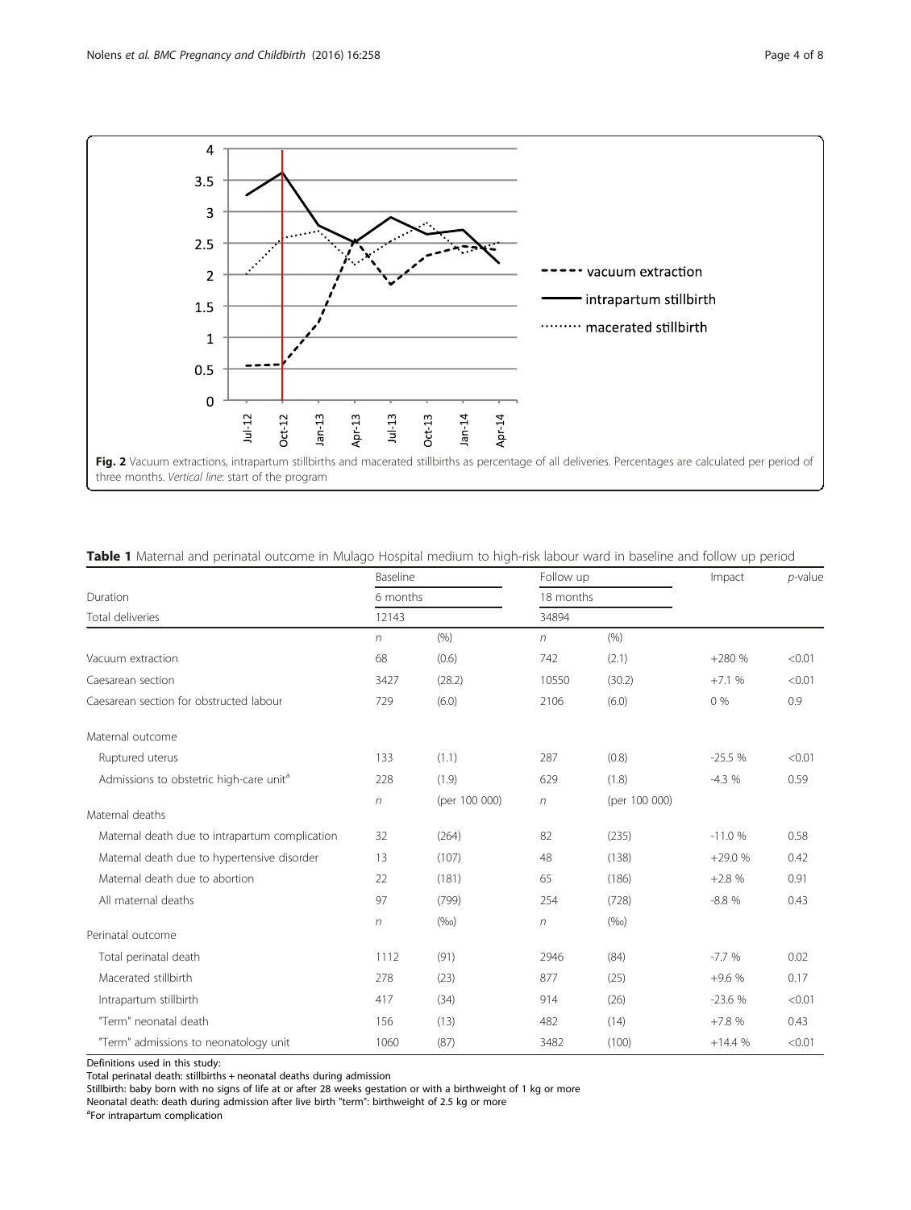**Fig. 2** Vacuum extractions, intrapartum stillbirths and macerated stillbirths as percentage of all deliveries. Percentages are calculated per period of three months. *Vertical line*: start of the program

**Table 1** Maternal and perinatal outcome in Mulago Hospital medium to high-risk labour ward in baseline and follow up period

| | Baseline | | Follow up | | Impact | *p*-value |
|---|---|---|---|---|---|---|
| Duration | 6 months | | 18 months | | | |
| Total deliveries | 12143 | | 34894 | | | |
| | *n* | (%) | *n* | (%) | | |
| Vacuum extraction | 68 | (0.6) | 742 | (2.1) | +280 % | <0.01 |
| Caesarean section | 3427 | (28.2) | 10550 | (30.2) | +7.1 % | <0.01 |
| Caesarean section for obstructed labour | 729 | (6.0) | 2106 | (6.0) | 0 % | 0.9 |
| Maternal outcome | | | | | | |
| Ruptured uterus | 133 | (1.1) | 287 | (0.8) | -25.5 % | <0.01 |
| Admissions to obstetric high-care unit[a] | 228 | (1.9) | 629 | (1.8) | -4.3 % | 0.59 |
| Maternal deaths | *n* | (per 100 000) | *n* | (per 100 000) | | |
| Maternal death due to intrapartum complication | 32 | (264) | 82 | (235) | -11.0 % | 0.58 |
| Maternal death due to hypertensive disorder | 13 | (107) | 48 | (138) | +29.0 % | 0.42 |
| Maternal death due to abortion | 22 | (181) | 65 | (186) | +2.8 % | 0.91 |
| All maternal deaths | 97 | (799) | 254 | (728) | -8.8 % | 0.43 |
| Perinatal outcome | *n* | (‰) | *n* | (‰) | | |
| Total perinatal death | 1112 | (91) | 2946 | (84) | -7.7 % | 0.02 |
| Macerated stillbirth | 278 | (23) | 877 | (25) | +9.6 % | 0.17 |
| Intrapartum stillbirth | 417 | (34) | 914 | (26) | -23.6 % | <0.01 |
| "Term" neonatal death | 156 | (13) | 482 | (14) | +7.8 % | 0.43 |
| "Term" admissions to neonatology unit | 1060 | (87) | 3482 | (100) | +14.4 % | <0.01 |

Definitions used in this study:
Total perinatal death: stillbirths + neonatal deaths during admission
Stillbirth: baby born with no signs of life at or after 28 weeks gestation or with a birthweight of 1 kg or more
Neonatal death: death during admission after live birth "term": birthweight of 2.5 kg or more
[a]For intrapartum complication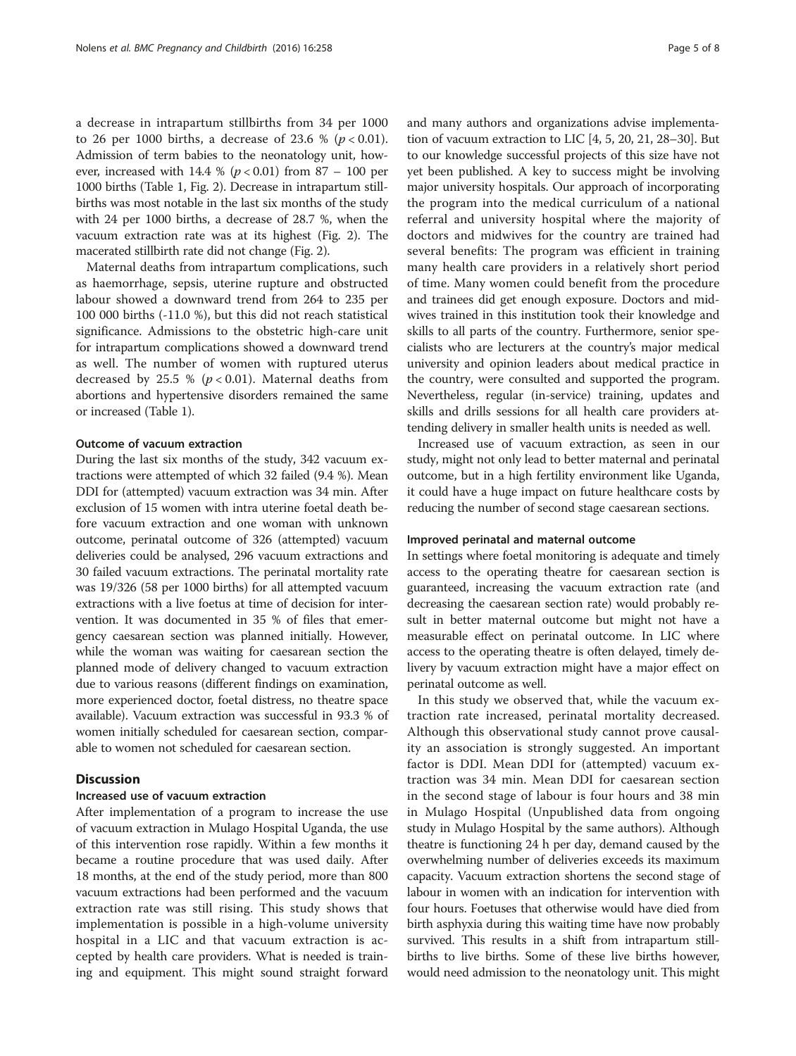a decrease in intrapartum stillbirths from 34 per 1000 to 26 per 1000 births, a decrease of 23.6 % ($p < 0.01$). Admission of term babies to the neonatology unit, however, increased with 14.4 % ($p < 0.01$) from 87 – 100 per 1000 births (Table 1, Fig. 2). Decrease in intrapartum stillbirths was most notable in the last six months of the study with 24 per 1000 births, a decrease of 28.7 %, when the vacuum extraction rate was at its highest (Fig. 2). The macerated stillbirth rate did not change (Fig. 2).

Maternal deaths from intrapartum complications, such as haemorrhage, sepsis, uterine rupture and obstructed labour showed a downward trend from 264 to 235 per 100 000 births (-11.0 %), but this did not reach statistical significance. Admissions to the obstetric high-care unit for intrapartum complications showed a downward trend as well. The number of women with ruptured uterus decreased by 25.5 % ($p < 0.01$). Maternal deaths from abortions and hypertensive disorders remained the same or increased (Table 1).

### Outcome of vacuum extraction

During the last six months of the study, 342 vacuum extractions were attempted of which 32 failed (9.4 %). Mean DDI for (attempted) vacuum extraction was 34 min. After exclusion of 15 women with intra uterine foetal death before vacuum extraction and one woman with unknown outcome, perinatal outcome of 326 (attempted) vacuum deliveries could be analysed, 296 vacuum extractions and 30 failed vacuum extractions. The perinatal mortality rate was 19/326 (58 per 1000 births) for all attempted vacuum extractions with a live foetus at time of decision for intervention. It was documented in 35 % of files that emergency caesarean section was planned initially. However, while the woman was waiting for caesarean section the planned mode of delivery changed to vacuum extraction due to various reasons (different findings on examination, more experienced doctor, foetal distress, no theatre space available). Vacuum extraction was successful in 93.3 % of women initially scheduled for caesarean section, comparable to women not scheduled for caesarean section.

## Discussion

### Increased use of vacuum extraction

After implementation of a program to increase the use of vacuum extraction in Mulago Hospital Uganda, the use of this intervention rose rapidly. Within a few months it became a routine procedure that was used daily. After 18 months, at the end of the study period, more than 800 vacuum extractions had been performed and the vacuum extraction rate was still rising. This study shows that implementation is possible in a high-volume university hospital in a LIC and that vacuum extraction is accepted by health care providers. What is needed is training and equipment. This might sound straight forward and many authors and organizations advise implementation of vacuum extraction to LIC [4, 5, 20, 21, 28–30]. But to our knowledge successful projects of this size have not yet been published. A key to success might be involving major university hospitals. Our approach of incorporating the program into the medical curriculum of a national referral and university hospital where the majority of doctors and midwives for the country are trained had several benefits: The program was efficient in training many health care providers in a relatively short period of time. Many women could benefit from the procedure and trainees did get enough exposure. Doctors and midwives trained in this institution took their knowledge and skills to all parts of the country. Furthermore, senior specialists who are lecturers at the country's major medical university and opinion leaders about medical practice in the country, were consulted and supported the program. Nevertheless, regular (in-service) training, updates and skills and drills sessions for all health care providers attending delivery in smaller health units is needed as well.

Increased use of vacuum extraction, as seen in our study, might not only lead to better maternal and perinatal outcome, but in a high fertility environment like Uganda, it could have a huge impact on future healthcare costs by reducing the number of second stage caesarean sections.

### Improved perinatal and maternal outcome

In settings where foetal monitoring is adequate and timely access to the operating theatre for caesarean section is guaranteed, increasing the vacuum extraction rate (and decreasing the caesarean section rate) would probably result in better maternal outcome but might not have a measurable effect on perinatal outcome. In LIC where access to the operating theatre is often delayed, timely delivery by vacuum extraction might have a major effect on perinatal outcome as well.

In this study we observed that, while the vacuum extraction rate increased, perinatal mortality decreased. Although this observational study cannot prove causality an association is strongly suggested. An important factor is DDI. Mean DDI for (attempted) vacuum extraction was 34 min. Mean DDI for caesarean section in the second stage of labour is four hours and 38 min in Mulago Hospital (Unpublished data from ongoing study in Mulago Hospital by the same authors). Although theatre is functioning 24 h per day, demand caused by the overwhelming number of deliveries exceeds its maximum capacity. Vacuum extraction shortens the second stage of labour in women with an indication for intervention with four hours. Foetuses that otherwise would have died from birth asphyxia during this waiting time have now probably survived. This results in a shift from intrapartum stillbirths to live births. Some of these live births however, would need admission to the neonatology unit. This might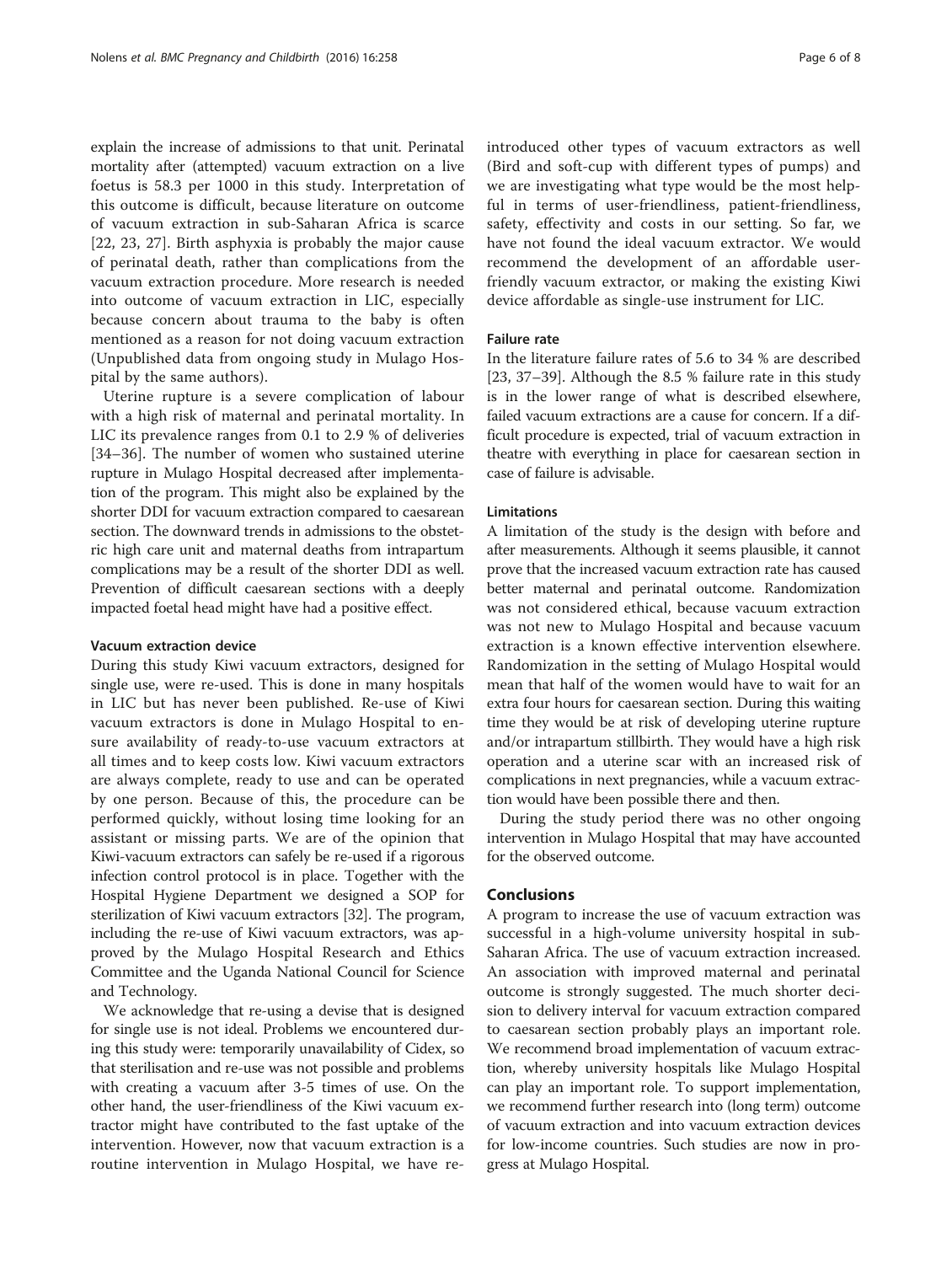explain the increase of admissions to that unit. Perinatal mortality after (attempted) vacuum extraction on a live foetus is 58.3 per 1000 in this study. Interpretation of this outcome is difficult, because literature on outcome of vacuum extraction in sub-Saharan Africa is scarce [22, 23, 27]. Birth asphyxia is probably the major cause of perinatal death, rather than complications from the vacuum extraction procedure. More research is needed into outcome of vacuum extraction in LIC, especially because concern about trauma to the baby is often mentioned as a reason for not doing vacuum extraction (Unpublished data from ongoing study in Mulago Hospital by the same authors).

Uterine rupture is a severe complication of labour with a high risk of maternal and perinatal mortality. In LIC its prevalence ranges from 0.1 to 2.9 % of deliveries [34–36]. The number of women who sustained uterine rupture in Mulago Hospital decreased after implementation of the program. This might also be explained by the shorter DDI for vacuum extraction compared to caesarean section. The downward trends in admissions to the obstetric high care unit and maternal deaths from intrapartum complications may be a result of the shorter DDI as well. Prevention of difficult caesarean sections with a deeply impacted foetal head might have had a positive effect.

### Vacuum extraction device

During this study Kiwi vacuum extractors, designed for single use, were re-used. This is done in many hospitals in LIC but has never been published. Re-use of Kiwi vacuum extractors is done in Mulago Hospital to ensure availability of ready-to-use vacuum extractors at all times and to keep costs low. Kiwi vacuum extractors are always complete, ready to use and can be operated by one person. Because of this, the procedure can be performed quickly, without losing time looking for an assistant or missing parts. We are of the opinion that Kiwi-vacuum extractors can safely be re-used if a rigorous infection control protocol is in place. Together with the Hospital Hygiene Department we designed a SOP for sterilization of Kiwi vacuum extractors [32]. The program, including the re-use of Kiwi vacuum extractors, was approved by the Mulago Hospital Research and Ethics Committee and the Uganda National Council for Science and Technology.

We acknowledge that re-using a devise that is designed for single use is not ideal. Problems we encountered during this study were: temporarily unavailability of Cidex, so that sterilisation and re-use was not possible and problems with creating a vacuum after 3-5 times of use. On the other hand, the user-friendliness of the Kiwi vacuum extractor might have contributed to the fast uptake of the intervention. However, now that vacuum extraction is a routine intervention in Mulago Hospital, we have re-introduced other types of vacuum extractors as well (Bird and soft-cup with different types of pumps) and we are investigating what type would be the most helpful in terms of user-friendliness, patient-friendliness, safety, effectivity and costs in our setting. So far, we have not found the ideal vacuum extractor. We would recommend the development of an affordable user-friendly vacuum extractor, or making the existing Kiwi device affordable as single-use instrument for LIC.

### Failure rate

In the literature failure rates of 5.6 to 34 % are described [23, 37–39]. Although the 8.5 % failure rate in this study is in the lower range of what is described elsewhere, failed vacuum extractions are a cause for concern. If a difficult procedure is expected, trial of vacuum extraction in theatre with everything in place for caesarean section in case of failure is advisable.

### Limitations

A limitation of the study is the design with before and after measurements. Although it seems plausible, it cannot prove that the increased vacuum extraction rate has caused better maternal and perinatal outcome. Randomization was not considered ethical, because vacuum extraction was not new to Mulago Hospital and because vacuum extraction is a known effective intervention elsewhere. Randomization in the setting of Mulago Hospital would mean that half of the women would have to wait for an extra four hours for caesarean section. During this waiting time they would be at risk of developing uterine rupture and/or intrapartum stillbirth. They would have a high risk operation and a uterine scar with an increased risk of complications in next pregnancies, while a vacuum extraction would have been possible there and then.

During the study period there was no other ongoing intervention in Mulago Hospital that may have accounted for the observed outcome.

## Conclusions

A program to increase the use of vacuum extraction was successful in a high-volume university hospital in sub-Saharan Africa. The use of vacuum extraction increased. An association with improved maternal and perinatal outcome is strongly suggested. The much shorter decision to delivery interval for vacuum extraction compared to caesarean section probably plays an important role. We recommend broad implementation of vacuum extraction, whereby university hospitals like Mulago Hospital can play an important role. To support implementation, we recommend further research into (long term) outcome of vacuum extraction and into vacuum extraction devices for low-income countries. Such studies are now in progress at Mulago Hospital.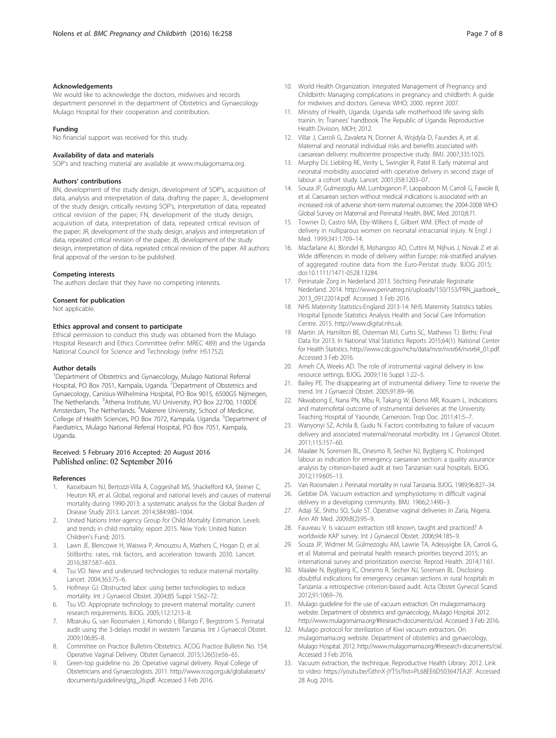### Acknowledgements

We would like to acknowledge the doctors, midwives and records department personnel in the department of Obstetrics and Gynaecology Mulago Hospital for their cooperation and contribution.

### Funding

No financial support was received for this study.

### Availability of data and materials

SOP's and teaching material are available at www.mulagomama.org.

### Authors' contributions

BN, development of the study design, development of SOP's, acquisition of data, analysis and interpretation of data, drafting the paper; JL, development of the study design, critically revising SOP's, interpretation of data, repeated critical revision of the paper; FN, development of the study design, acquisition of data, interpretation of data, repeated critical revision of the paper; JR, development of the study design, analysis and interpretation of data, repeated critical revision of the paper; JB, development of the study design, interpretation of data, repeated critical revision of the paper. All authors: final approval of the version to be published.

### Competing interests

The authors declare that they have no competing interests.

### Consent for publication

Not applicable.

### Ethics approval and consent to participate

Ethical permission to conduct this study was obtained from the Mulago Hospital Research and Ethics Committee (refnr: MREC 489) and the Uganda National Council for Science and Technology (refnr: HS1752).

### Author details

[1]Department of Obstetrics and Gynaecology, Mulago National Referral Hospital, PO Box 7051, Kampala, Uganda. [2]Department of Obstetrics and Gynaecology, Canisius-Wilhelmina Hospital, PO Box 9015, 6500GS Nijmegen, The Netherlands. [3]Athena Institute, VU University, PO Box 22700, 1100DE Amsterdam, The Netherlands. [4]Makerere University, School of Medicine, College of Health Sciences, PO Box 7072, Kampala, Uganda. [5]Department of Paediatrics, Mulago National Referral Hospital, PO Box 7051, Kampala, Uganda.

Received: 5 February 2016 Accepted: 20 August 2016
Published online: 02 September 2016

### References

1. Kassebaum NJ, Bertozzi-Villa A, Coggeshall MS, Shackelford KA, Steiner C, Heuton KR, et al. Global, regional and national levels and causes of maternal mortality during 1990-2013: a systematic analysis for the Global Burden of Disease Study 2013. Lancet. 2014;384:980–1004.
2. United Nations Inter-agency Group for Child Mortality Estimation. Levels and trends in child mortality: report 2015. New York: United Nation Children's Fund; 2015.
3. Lawn JE, Blencowe H, Waiswa P, Amouzou A, Mathers C, Hogan D, et al. Stillbirths: rates, risk factors, and acceleration towards 2030. Lancet. 2016;387:587–603.
4. Tsu VD. New and underused technologies to reduce maternal mortality. Lancet. 2004;363:75–6.
5. Hofmeyr GJ. Obstructed labor: using better technologies to reduce mortality. Int J Gynaecol Obstet. 2004;85 Suppl 1:S62–72.
6. Tsu VD. Appropriate technology to prevent maternal mortality: current research requirements. BJOG. 2005;112:1213–8.
7. Mbaruku G, van Roosmalen J, Kimondo I, Bilango F, Bergstrom S. Perinatal audit using the 3-delays model in western Tanzania. Int J Gynaecol Obstet. 2009;106:85–8.
8. Committee on Practice Bulletins-Obstetrics. ACOG Practice Bulletin No. 154: Operative Vaginal Delivery. Obstet Gynaecol. 2015;126(5):e56–65.
9. Green-top guideline no. 26: Operative vaginal delivery. Royal College of Obstetricians and Gynaecologists. 2011. http://www.rcog.org.uk/globalassets/documents/guidelines/gtg_26.pdf. Accessed 3 Feb 2016.
10. World Health Organization. Integrated Management of Pregnancy and Childbirth: Managing complications in pregnancy and childbirth: A guide for midwives and doctors. Geneva: WHO; 2000. reprint 2007.
11. Ministry of Health, Uganda. Uganda safe motherhood life saving skills trainin. In: Trainees' handbook. The Republic of Uganda: Reproductive Health Division, MOH; 2012.
12. Villar J, Carroli G, Zavaleta N, Donner A, Wojdyla D, Faundes A, et al. Maternal and neonatal individual risks and benefits associated with caesarean delivery: multicentre prospective study. BMJ. 2007;335:1025.
13. Murphy DJ, Liebling RE, Verity L, Swingler R, Patel R. Early maternal and neonatal morbidity associated with operative delivery in second stage of labour: a cohort study. Lancet. 2001;358:1203–07.
14. Souza JP, Gulmezoglu AM, Lumbiganon P, Laopaiboon M, Carroli G, Fawole B, et al. Caesarean section without medical indications is associated with an increased risk of adverse short-term maternal outcomes: the 2004-2008 WHO Global Survey on Maternal and Perinatal Health. BMC Med. 2010;8:71.
15. Towner D, Castro MA, Eby-Wilkens E, Gilbert WM. Effect of mode of delivery in nulliparous women on neonatal intracranial injury. N Engl J Med. 1999;341:1709–14.
16. Macfarlane AJ, Blondel B, Mohangoo AD, Cuttini M, Nijhuis J, Novak Z et al. Wide differences in mode of delivery within Europe: risk-stratified analyses of aggregated routine data from the Euro-Peristat study. BJOG 2015; doi:10.1111/1471-0528.13284.
17. Perinatale Zorg in Nederland 2013. Stichting Perinatale Registratie Nederland. 2014. http://www.perinatreg.nl/uploads/150/153/PRN_jaarboek_2013_09122014.pdf. Accessed 3 Feb 2016.
18. NHS Maternity Statistics-England 2013-14: NHS Maternity Statistics tables. Hospital Episode Statistics Analysis Health and Social Care Information Centre. 2015. http://www.digital.nhs.uk.
19. Martin JA, Hamilton BE, Osterman MJ, Curtis SC, Mathews TJ. Births: Final Data for 2013. In National Vital Statistics Reports 2015;64(1). National Center for Health Statistics. http://www.cdc.gov/nchs/data/nvsr/nvsr64/nvsr64_01.pdf. Accessed 3 Feb 2016.
20. Ameh CA, Weeks AD. The role of instrumental vaginal delivery in low resource settings. BJOG. 2009;116 Suppl 1:22–5.
21. Bailey PE. The disappearing art of instrumental delivery: Time to reverse the trend. Int J Gynaecol Obstet. 2005;91:89–96.
22. Nkwabong E, Nana PN, Mbu R, Takang W, Ekono MR, Kouam L. Indications and maternofetal outcome of instrumental deliveries at the University Teaching Hospital of Yaounde, Cameroon. Trop Doc. 2011;41:5–7.
23. Wanyonyi SZ, Achila B, Gudu N. Factors contributing to failure of vacuum delivery and associated maternal/neonatal morbidity. Int J Gynaecol Obstet. 2011;115:157–60.
24. Maaløe N, Sorensen BL, Onesmo R, Secher NJ, Bygbjerg IC. Prolonged labour as indication for emergency caesarean section: a quality assurance analysis by criterion-based audit at two Tanzanian rural hospitals. BJOG. 2012;119:605–13.
25. Van Roosmalen J. Perinatal mortality in rural Tanzania. BJOG. 1989;96:827–34.
26. Gebbie DA. Vacuum extraction and symphysiotomy in difficult vaginal delivery in a developing community. BMJ. 1966;2:1490–3.
27. Adaji SE, Shittu SO, Sule ST. Operative vaginal deliveries in Zaria, Nigeria. Ann Afr Med. 2009;8(2):95–9.
28. Fauveau V. Is vacuum extraction still known, taught and practiced? A worldwide KAP survey. Int J Gynaecol Obstet. 2006;94:185–9.
29. Souza JP, Widmer M, Gülmezoglu AM, Lawrie TA, Adejuyigbe EA, Carroli G, et al. Maternal and perinatal health research priorities beyond 2015; an international survey and prioritization exercise. Reprod Health. 2014;11:61.
30. Maaløe N, Bygbjerg IC, Onesmo R, Secher NJ, Sorensen BL. Disclosing doubtful indications for emergency cesarean sections in rural hospitals in Tanzania: a retrospective criterion-based audit. Acta Obstet Gynecol Scand. 2012;91:1069–76.
31. Mulago guideline for the use of vacuum extraction. On mulagomama.org website. Department of obstetrics and gynaecology, Mulago Hospital. 2012. http://www.mulagomama.org/#!research-documents/cixl. Accessed 3 Feb 2016.
32. Mulago protocol for sterilization of Kiwi vacuum extractors. On mulagomama.org website. Department of obstetrics and gynaecology, Mulago Hospital. 2012. http://www.mulagomama.org/#!research-documents/cixl. Accessed 3 Feb 2016.
33. Vacuum extraction, the technique. Reproductive Health Library. 2012. Link to video: https://youtu.be/GthnX-jYT5s?list=PL68EE6D503647EA2F. Accessed 28 Aug 2016.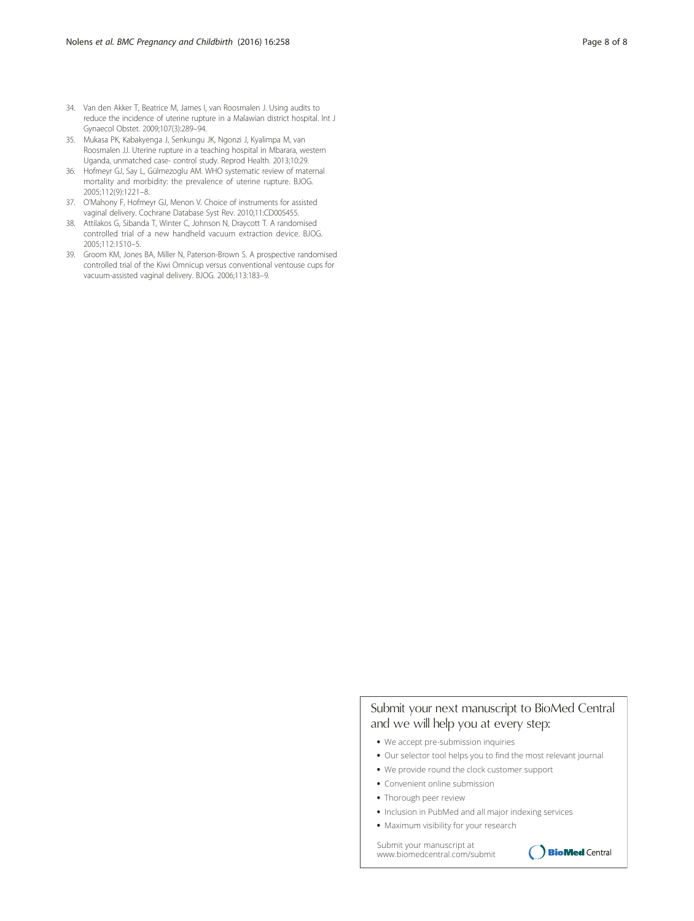34. Van den Akker T, Beatrice M, James I, van Roosmalen J. Using audits to reduce the incidence of uterine rupture in a Malawian district hospital. Int J Gynaecol Obstet. 2009;107(3):289–94.
35. Mukasa PK, Kabakyenga J, Senkungu JK, Ngonzi J, Kyalimpa M, van Roosmalen JJ. Uterine rupture in a teaching hospital in Mbarara, western Uganda, unmatched case- control study. Reprod Health. 2013;10:29.
36. Hofmeyr GJ, Say L, Gülmezoglu AM. WHO systematic review of maternal mortality and morbidity: the prevalence of uterine rupture. BJOG. 2005;112(9):1221–8.
37. O'Mahony F, Hofmeyr GJ, Menon V. Choice of instruments for assisted vaginal delivery. Cochrane Database Syst Rev. 2010;11:CD005455.
38. Attilakos G, Sibanda T, Winter C, Johnson N, Draycott T. A randomised controlled trial of a new handheld vacuum extraction device. BJOG. 2005;112:1510–5.
39. Groom KM, Jones BA, Miller N, Paterson-Brown S. A prospective randomised controlled trial of the Kiwi Omnicup versus conventional ventouse cups for vacuum-assisted vaginal delivery. BJOG. 2006;113:183–9.

Submit your next manuscript to BioMed Central and we will help you at every step:

- We accept pre-submission inquiries
- Our selector tool helps you to find the most relevant journal
- We provide round the clock customer support
- Convenient online submission
- Thorough peer review
- Inclusion in PubMed and all major indexing services
- Maximum visibility for your research

Submit your manuscript at www.biomedcentral.com/submit

BioMed Central